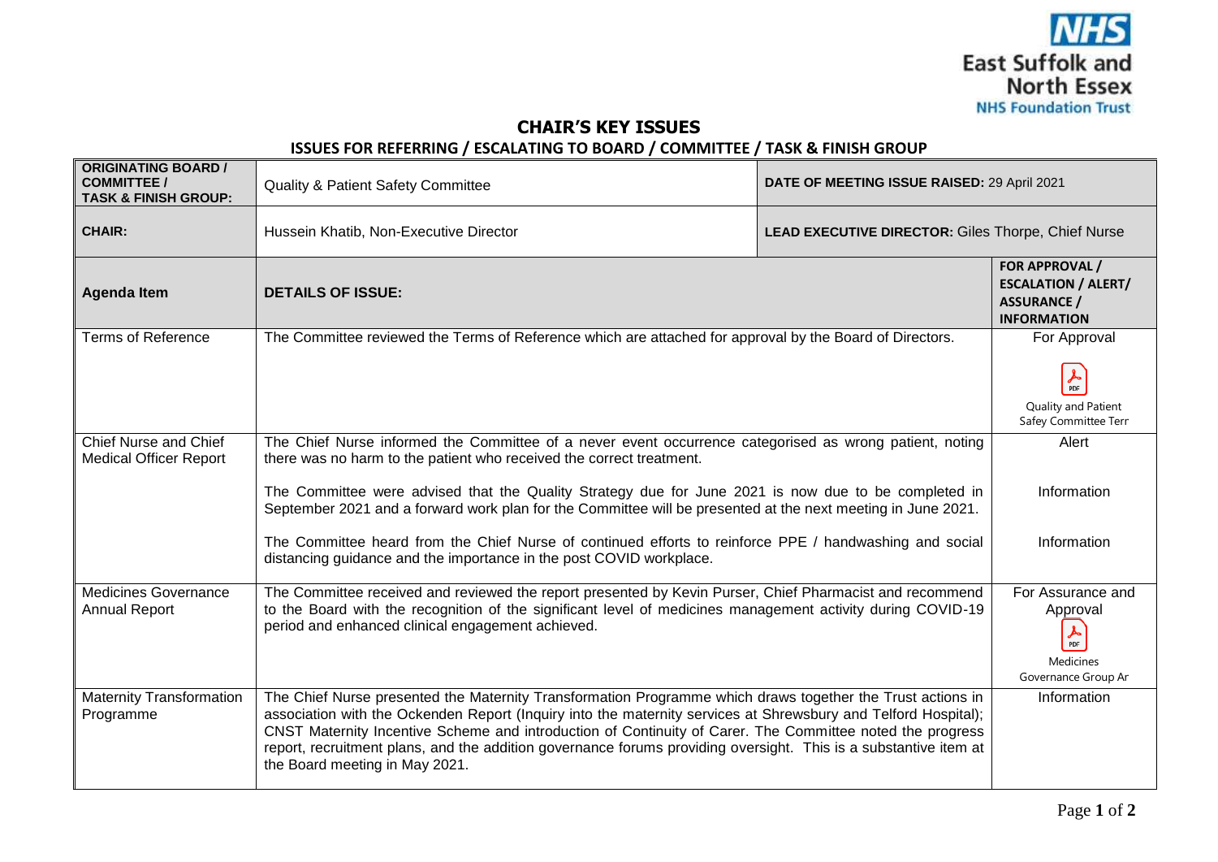# CHAIR'S KEY ISSUES

## ISSUES FOR REFERRING / ESCALATING TO BOARD / COMMITTEE / TASK & FINISH GROUP

| **ORIGINATING BOARD / COMMITTEE / TASK & FINISH GROUP:** | Quality & Patient Safety Committee | **DATE OF MEETING ISSUE RAISED:** 29 April 2021 | |
|---|---|---|---|
| **CHAIR:** | Hussein Khatib, Non-Executive Director | **LEAD EXECUTIVE DIRECTOR:** Giles Thorpe, Chief Nurse | |
| **Agenda Item** | **DETAILS OF ISSUE:** | | **FOR APPROVAL / ESCALATION / ALERT/ ASSURANCE / INFORMATION** |
| Terms of Reference | The Committee reviewed the Terms of Reference which are attached for approval by the Board of Directors. | | For Approval<br>Quality and Patient Safey Committee Terr |
| Chief Nurse and Chief Medical Officer Report | The Chief Nurse informed the Committee of a never event occurrence categorised as wrong patient, noting there was no harm to the patient who received the correct treatment. | | Alert |
| | The Committee were advised that the Quality Strategy due for June 2021 is now due to be completed in September 2021 and a forward work plan for the Committee will be presented at the next meeting in June 2021. | | Information |
| | The Committee heard from the Chief Nurse of continued efforts to reinforce PPE / handwashing and social distancing guidance and the importance in the post COVID workplace. | | Information |
| Medicines Governance Annual Report | The Committee received and reviewed the report presented by Kevin Purser, Chief Pharmacist and recommend to the Board with the recognition of the significant level of medicines management activity during COVID-19 period and enhanced clinical engagement achieved. | | For Assurance and Approval<br>Medicines Governance Group Ar |
| Maternity Transformation Programme | The Chief Nurse presented the Maternity Transformation Programme which draws together the Trust actions in association with the Ockenden Report (Inquiry into the maternity services at Shrewsbury and Telford Hospital); CNST Maternity Incentive Scheme and introduction of Continuity of Carer. The Committee noted the progress report, recruitment plans, and the addition governance forums providing oversight. This is a substantive item at the Board meeting in May 2021. | | Information |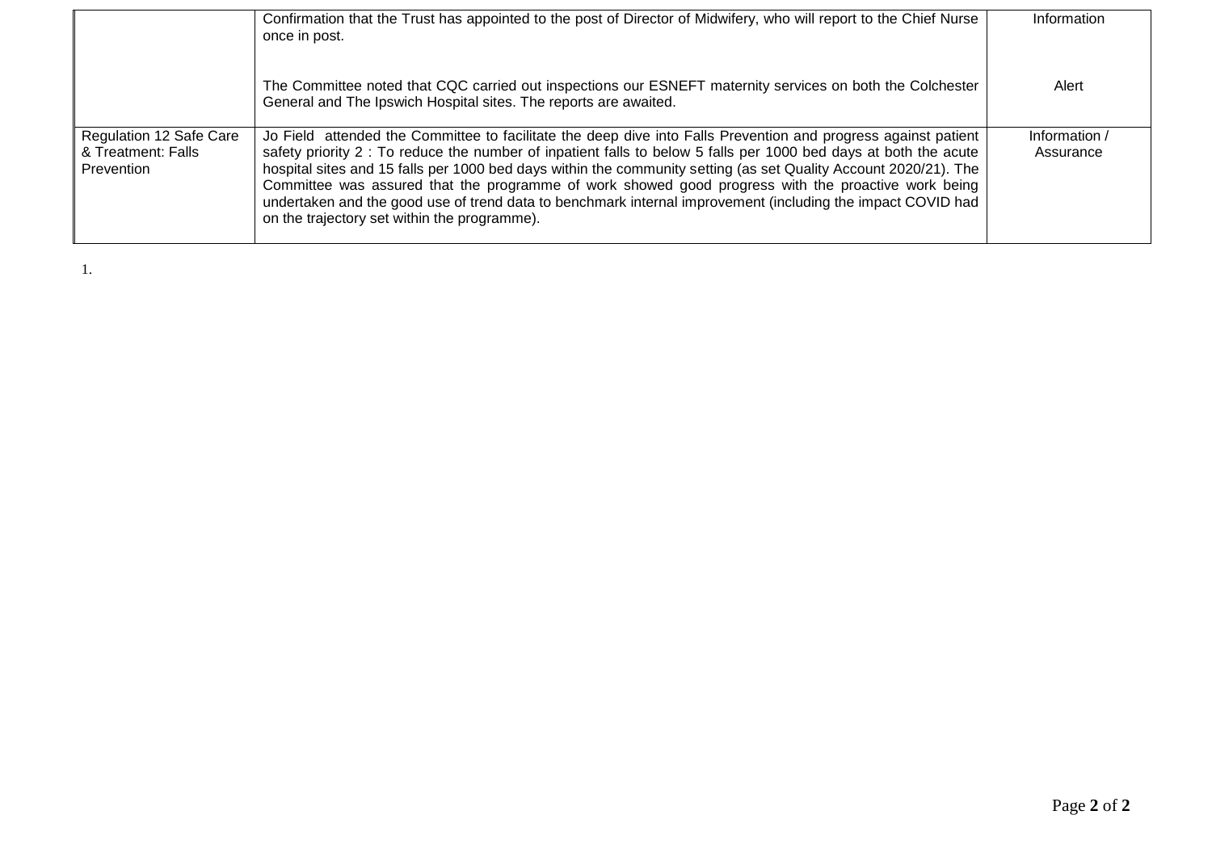| | | |
|---|---|---|
| | Confirmation that the Trust has appointed to the post of Director of Midwifery, who will report to the Chief Nurse once in post. | Information |
| | The Committee noted that CQC carried out inspections our ESNEFT maternity services on both the Colchester General and The Ipswich Hospital sites. The reports are awaited. | Alert |
| Regulation 12 Safe Care & Treatment: Falls Prevention | Jo Field attended the Committee to facilitate the deep dive into Falls Prevention and progress against patient safety priority 2 : To reduce the number of inpatient falls to below 5 falls per 1000 bed days at both the acute hospital sites and 15 falls per 1000 bed days within the community setting (as set Quality Account 2020/21). The Committee was assured that the programme of work showed good progress with the proactive work being undertaken and the good use of trend data to benchmark internal improvement (including the impact COVID had on the trajectory set within the programme). | Information / Assurance |

1.